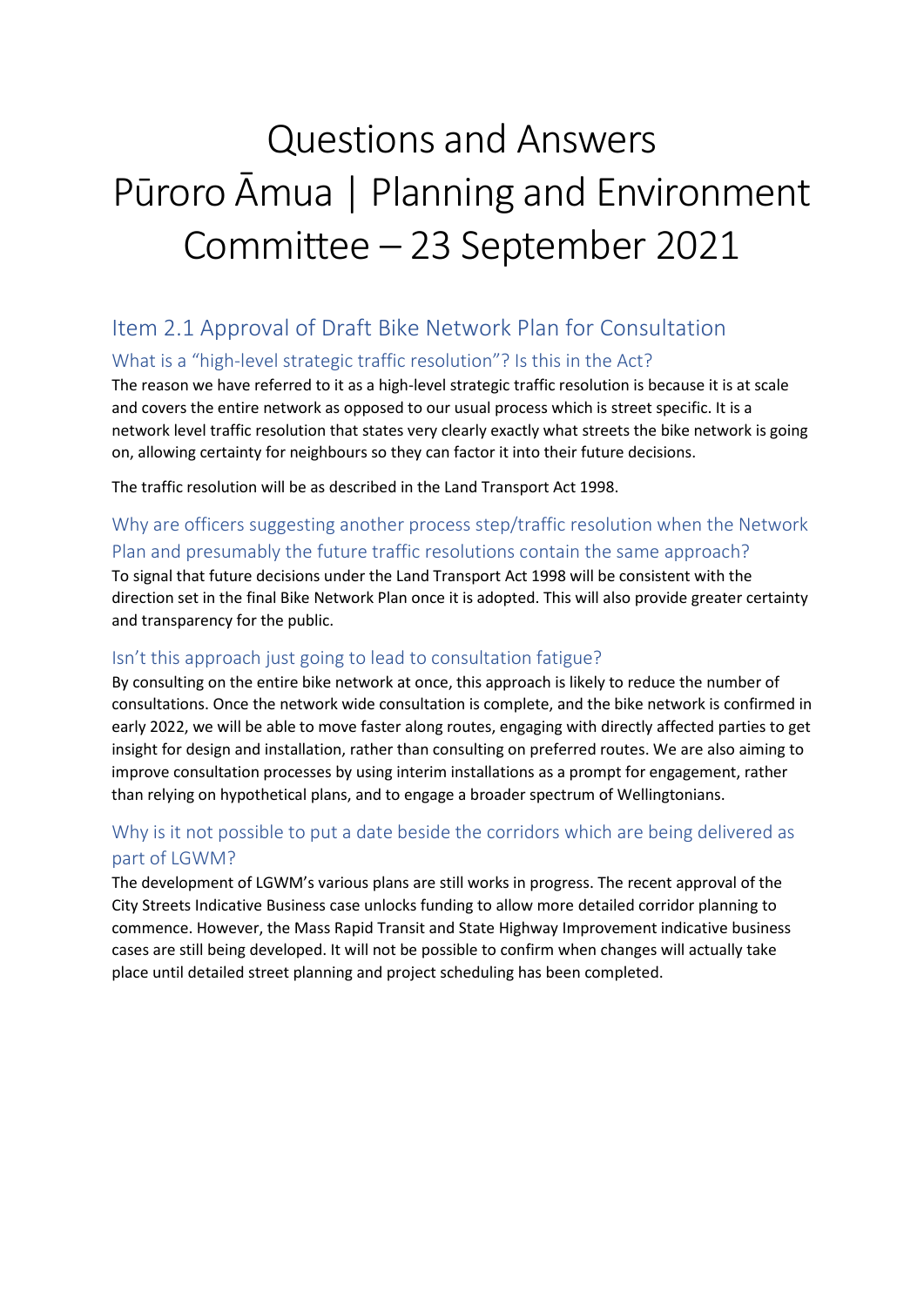# Questions and Answers
# Pūroro Āmua | Planning and Environment Committee – 23 September 2021

## Item 2.1 Approval of Draft Bike Network Plan for Consultation

### What is a "high-level strategic traffic resolution"? Is this in the Act?

The reason we have referred to it as a high-level strategic traffic resolution is because it is at scale and covers the entire network as opposed to our usual process which is street specific. It is a network level traffic resolution that states very clearly exactly what streets the bike network is going on, allowing certainty for neighbours so they can factor it into their future decisions.

The traffic resolution will be as described in the Land Transport Act 1998.

### Why are officers suggesting another process step/traffic resolution when the Network Plan and presumably the future traffic resolutions contain the same approach?

To signal that future decisions under the Land Transport Act 1998 will be consistent with the direction set in the final Bike Network Plan once it is adopted. This will also provide greater certainty and transparency for the public.

### Isn't this approach just going to lead to consultation fatigue?

By consulting on the entire bike network at once, this approach is likely to reduce the number of consultations. Once the network wide consultation is complete, and the bike network is confirmed in early 2022, we will be able to move faster along routes, engaging with directly affected parties to get insight for design and installation, rather than consulting on preferred routes. We are also aiming to improve consultation processes by using interim installations as a prompt for engagement, rather than relying on hypothetical plans, and to engage a broader spectrum of Wellingtonians.

### Why is it not possible to put a date beside the corridors which are being delivered as part of LGWM?

The development of LGWM's various plans are still works in progress. The recent approval of the City Streets Indicative Business case unlocks funding to allow more detailed corridor planning to commence. However, the Mass Rapid Transit and State Highway Improvement indicative business cases are still being developed. It will not be possible to confirm when changes will actually take place until detailed street planning and project scheduling has been completed.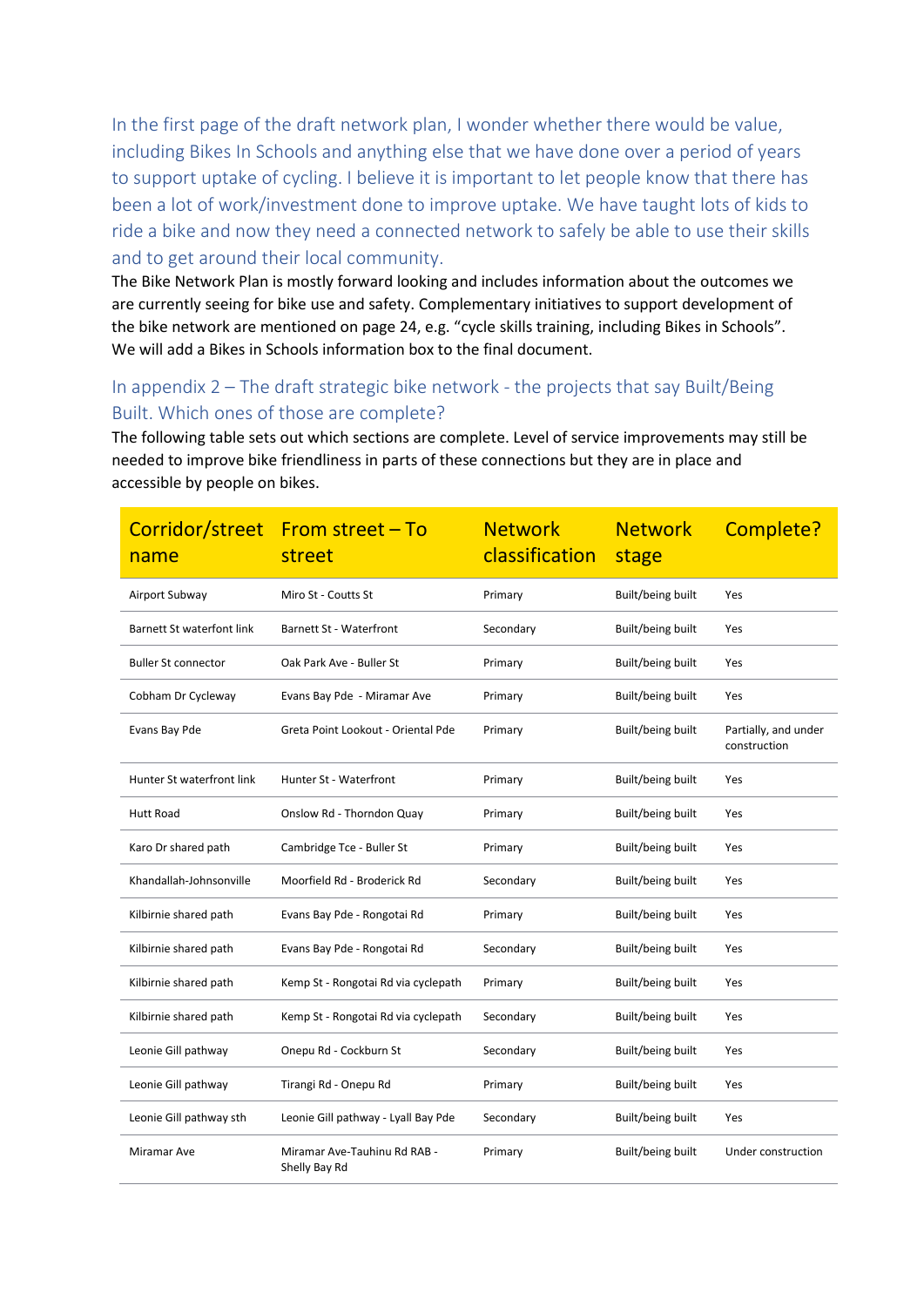In the first page of the draft network plan, I wonder whether there would be value, including Bikes In Schools and anything else that we have done over a period of years to support uptake of cycling. I believe it is important to let people know that there has been a lot of work/investment done to improve uptake. We have taught lots of kids to ride a bike and now they need a connected network to safely be able to use their skills and to get around their local community.

The Bike Network Plan is mostly forward looking and includes information about the outcomes we are currently seeing for bike use and safety. Complementary initiatives to support development of the bike network are mentioned on page 24, e.g. "cycle skills training, including Bikes in Schools". We will add a Bikes in Schools information box to the final document.

## In appendix 2 – The draft strategic bike network - the projects that say Built/Being Built. Which ones of those are complete?

The following table sets out which sections are complete. Level of service improvements may still be needed to improve bike friendliness in parts of these connections but they are in place and accessible by people on bikes.

| Corridor/street name | From street – To street | Network classification | Network stage | Complete? |
|---|---|---|---|---|
| Airport Subway | Miro St - Coutts St | Primary | Built/being built | Yes |
| Barnett St waterfont link | Barnett St - Waterfront | Secondary | Built/being built | Yes |
| Buller St connector | Oak Park Ave - Buller St | Primary | Built/being built | Yes |
| Cobham Dr Cycleway | Evans Bay Pde - Miramar Ave | Primary | Built/being built | Yes |
| Evans Bay Pde | Greta Point Lookout - Oriental Pde | Primary | Built/being built | Partially, and under construction |
| Hunter St waterfront link | Hunter St - Waterfront | Primary | Built/being built | Yes |
| Hutt Road | Onslow Rd - Thorndon Quay | Primary | Built/being built | Yes |
| Karo Dr shared path | Cambridge Tce - Buller St | Primary | Built/being built | Yes |
| Khandallah-Johnsonville | Moorfield Rd - Broderick Rd | Secondary | Built/being built | Yes |
| Kilbirnie shared path | Evans Bay Pde - Rongotai Rd | Primary | Built/being built | Yes |
| Kilbirnie shared path | Evans Bay Pde - Rongotai Rd | Secondary | Built/being built | Yes |
| Kilbirnie shared path | Kemp St - Rongotai Rd via cyclepath | Primary | Built/being built | Yes |
| Kilbirnie shared path | Kemp St - Rongotai Rd via cyclepath | Secondary | Built/being built | Yes |
| Leonie Gill pathway | Onepu Rd - Cockburn St | Secondary | Built/being built | Yes |
| Leonie Gill pathway | Tirangi Rd - Onepu Rd | Primary | Built/being built | Yes |
| Leonie Gill pathway sth | Leonie Gill pathway - Lyall Bay Pde | Secondary | Built/being built | Yes |
| Miramar Ave | Miramar Ave-Tauhinu Rd RAB - Shelly Bay Rd | Primary | Built/being built | Under construction |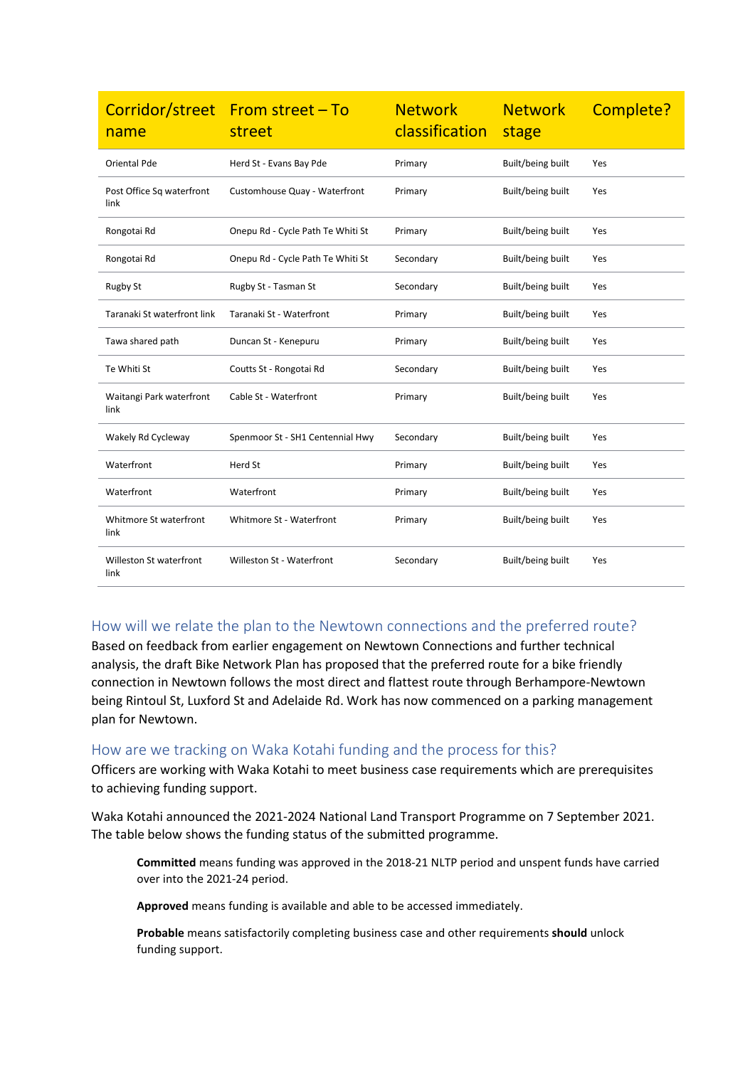| Corridor/street name | From street – To street | Network classification | Network stage | Complete? |
|---|---|---|---|---|
| Oriental Pde | Herd St - Evans Bay Pde | Primary | Built/being built | Yes |
| Post Office Sq waterfront link | Customhouse Quay - Waterfront | Primary | Built/being built | Yes |
| Rongotai Rd | Onepu Rd - Cycle Path Te Whiti St | Primary | Built/being built | Yes |
| Rongotai Rd | Onepu Rd - Cycle Path Te Whiti St | Secondary | Built/being built | Yes |
| Rugby St | Rugby St - Tasman St | Secondary | Built/being built | Yes |
| Taranaki St waterfront link | Taranaki St - Waterfront | Primary | Built/being built | Yes |
| Tawa shared path | Duncan St - Kenepuru | Primary | Built/being built | Yes |
| Te Whiti St | Coutts St - Rongotai Rd | Secondary | Built/being built | Yes |
| Waitangi Park waterfront link | Cable St - Waterfront | Primary | Built/being built | Yes |
| Wakely Rd Cycleway | Spenmoor St - SH1 Centennial Hwy | Secondary | Built/being built | Yes |
| Waterfront | Herd St | Primary | Built/being built | Yes |
| Waterfront | Waterfront | Primary | Built/being built | Yes |
| Whitmore St waterfront link | Whitmore St - Waterfront | Primary | Built/being built | Yes |
| Willeston St waterfront link | Willeston St - Waterfront | Secondary | Built/being built | Yes |

## How will we relate the plan to the Newtown connections and the preferred route?

Based on feedback from earlier engagement on Newtown Connections and further technical analysis, the draft Bike Network Plan has proposed that the preferred route for a bike friendly connection in Newtown follows the most direct and flattest route through Berhampore-Newtown being Rintoul St, Luxford St and Adelaide Rd. Work has now commenced on a parking management plan for Newtown.

## How are we tracking on Waka Kotahi funding and the process for this?

Officers are working with Waka Kotahi to meet business case requirements which are prerequisites to achieving funding support.

Waka Kotahi announced the 2021-2024 National Land Transport Programme on 7 September 2021. The table below shows the funding status of the submitted programme.

> **Committed** means funding was approved in the 2018-21 NLTP period and unspent funds have carried over into the 2021-24 period.
>
> **Approved** means funding is available and able to be accessed immediately.
>
> **Probable** means satisfactorily completing business case and other requirements **should** unlock funding support.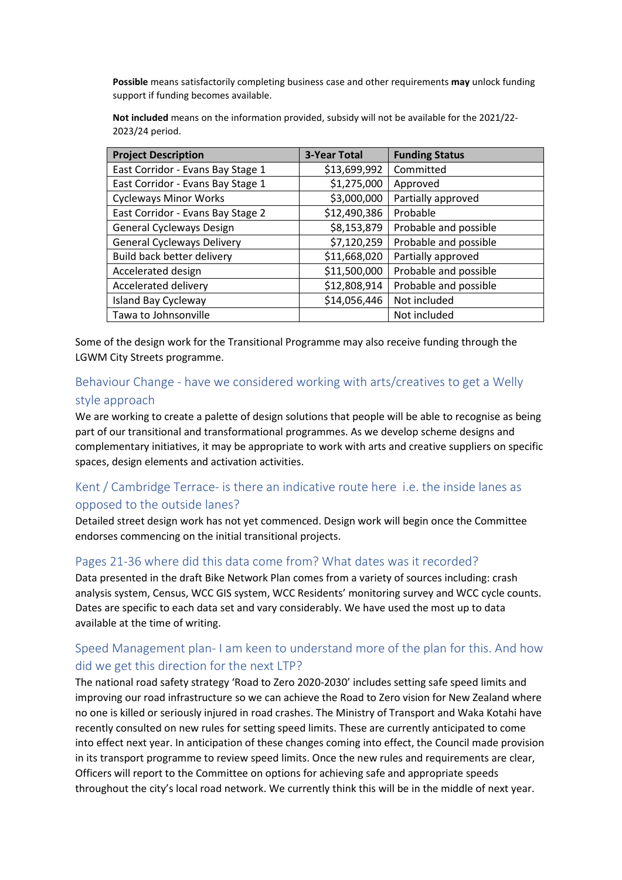**Possible** means satisfactorily completing business case and other requirements **may** unlock funding support if funding becomes available.

**Not included** means on the information provided, subsidy will not be available for the 2021/22-2023/24 period.

| Project Description | 3-Year Total | Funding Status |
|---|---|---|
| East Corridor - Evans Bay Stage 1 | $13,699,992 | Committed |
| East Corridor - Evans Bay Stage 1 | $1,275,000 | Approved |
| Cycleways Minor Works | $3,000,000 | Partially approved |
| East Corridor - Evans Bay Stage 2 | $12,490,386 | Probable |
| General Cycleways Design | $8,153,879 | Probable and possible |
| General Cycleways Delivery | $7,120,259 | Probable and possible |
| Build back better delivery | $11,668,020 | Partially approved |
| Accelerated design | $11,500,000 | Probable and possible |
| Accelerated delivery | $12,808,914 | Probable and possible |
| Island Bay Cycleway | $14,056,446 | Not included |
| Tawa to Johnsonville | | Not included |

Some of the design work for the Transitional Programme may also receive funding through the LGWM City Streets programme.

## Behaviour Change - have we considered working with arts/creatives to get a Welly style approach

We are working to create a palette of design solutions that people will be able to recognise as being part of our transitional and transformational programmes. As we develop scheme designs and complementary initiatives, it may be appropriate to work with arts and creative suppliers on specific spaces, design elements and activation activities.

## Kent / Cambridge Terrace- is there an indicative route here i.e. the inside lanes as opposed to the outside lanes?

Detailed street design work has not yet commenced. Design work will begin once the Committee endorses commencing on the initial transitional projects.

## Pages 21-36 where did this data come from? What dates was it recorded?

Data presented in the draft Bike Network Plan comes from a variety of sources including: crash analysis system, Census, WCC GIS system, WCC Residents' monitoring survey and WCC cycle counts. Dates are specific to each data set and vary considerably. We have used the most up to data available at the time of writing.

## Speed Management plan- I am keen to understand more of the plan for this. And how did we get this direction for the next LTP?

The national road safety strategy 'Road to Zero 2020-2030' includes setting safe speed limits and improving our road infrastructure so we can achieve the Road to Zero vision for New Zealand where no one is killed or seriously injured in road crashes. The Ministry of Transport and Waka Kotahi have recently consulted on new rules for setting speed limits. These are currently anticipated to come into effect next year. In anticipation of these changes coming into effect, the Council made provision in its transport programme to review speed limits. Once the new rules and requirements are clear, Officers will report to the Committee on options for achieving safe and appropriate speeds throughout the city's local road network. We currently think this will be in the middle of next year.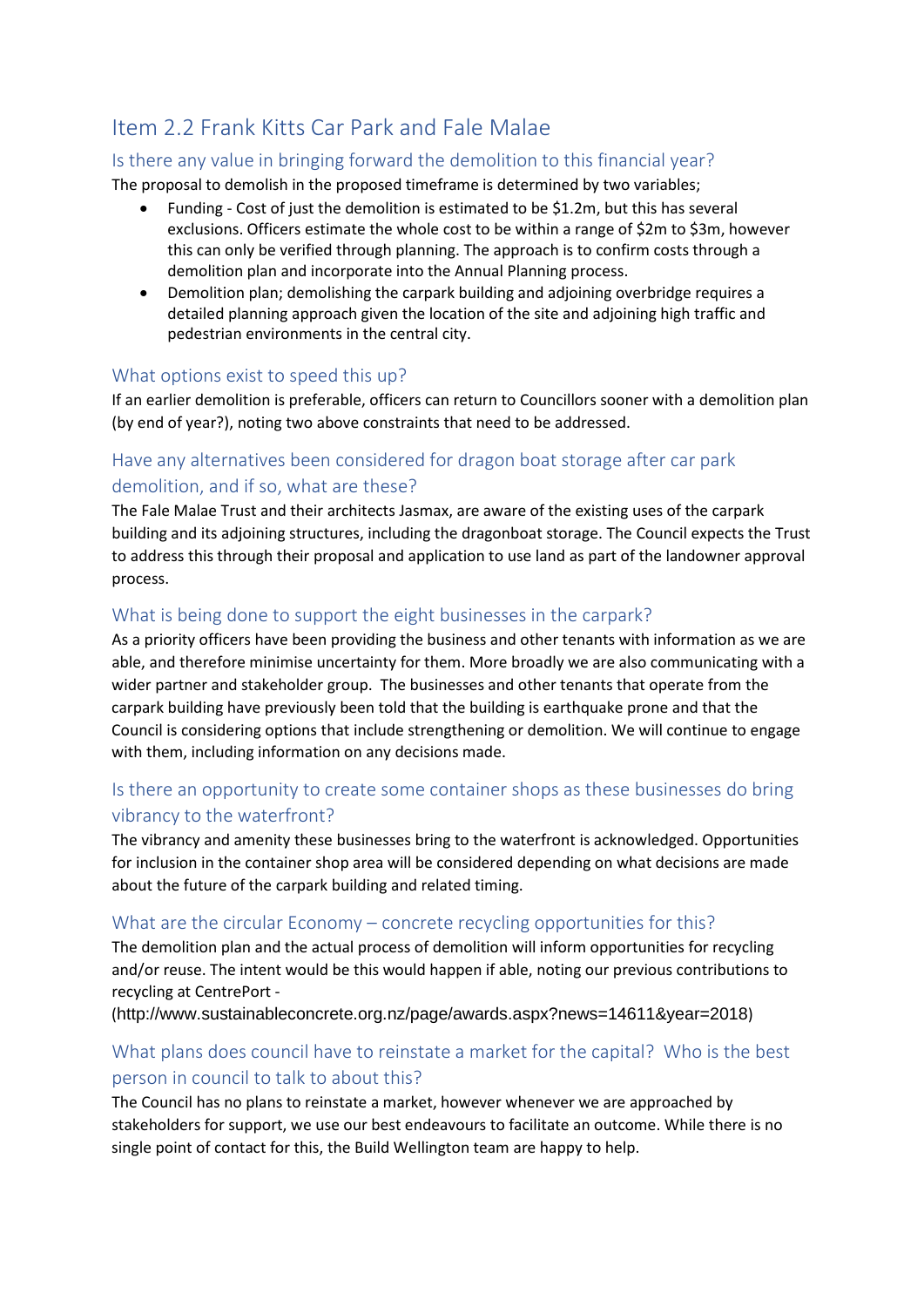## Item 2.2 Frank Kitts Car Park and Fale Malae

### Is there any value in bringing forward the demolition to this financial year?

The proposal to demolish in the proposed timeframe is determined by two variables;

- Funding - Cost of just the demolition is estimated to be $1.2m, but this has several exclusions. Officers estimate the whole cost to be within a range of $2m to $3m, however this can only be verified through planning. The approach is to confirm costs through a demolition plan and incorporate into the Annual Planning process.
- Demolition plan; demolishing the carpark building and adjoining overbridge requires a detailed planning approach given the location of the site and adjoining high traffic and pedestrian environments in the central city.

### What options exist to speed this up?

If an earlier demolition is preferable, officers can return to Councillors sooner with a demolition plan (by end of year?), noting two above constraints that need to be addressed.

### Have any alternatives been considered for dragon boat storage after car park demolition, and if so, what are these?

The Fale Malae Trust and their architects Jasmax, are aware of the existing uses of the carpark building and its adjoining structures, including the dragonboat storage. The Council expects the Trust to address this through their proposal and application to use land as part of the landowner approval process.

### What is being done to support the eight businesses in the carpark?

As a priority officers have been providing the business and other tenants with information as we are able, and therefore minimise uncertainty for them. More broadly we are also communicating with a wider partner and stakeholder group. The businesses and other tenants that operate from the carpark building have previously been told that the building is earthquake prone and that the Council is considering options that include strengthening or demolition. We will continue to engage with them, including information on any decisions made.

### Is there an opportunity to create some container shops as these businesses do bring vibrancy to the waterfront?

The vibrancy and amenity these businesses bring to the waterfront is acknowledged. Opportunities for inclusion in the container shop area will be considered depending on what decisions are made about the future of the carpark building and related timing.

### What are the circular Economy – concrete recycling opportunities for this?

The demolition plan and the actual process of demolition will inform opportunities for recycling and/or reuse. The intent would be this would happen if able, noting our previous contributions to recycling at CentrePort - (http://www.sustainableconcrete.org.nz/page/awards.aspx?news=14611&year=2018)

### What plans does council have to reinstate a market for the capital? Who is the best person in council to talk to about this?

The Council has no plans to reinstate a market, however whenever we are approached by stakeholders for support, we use our best endeavours to facilitate an outcome. While there is no single point of contact for this, the Build Wellington team are happy to help.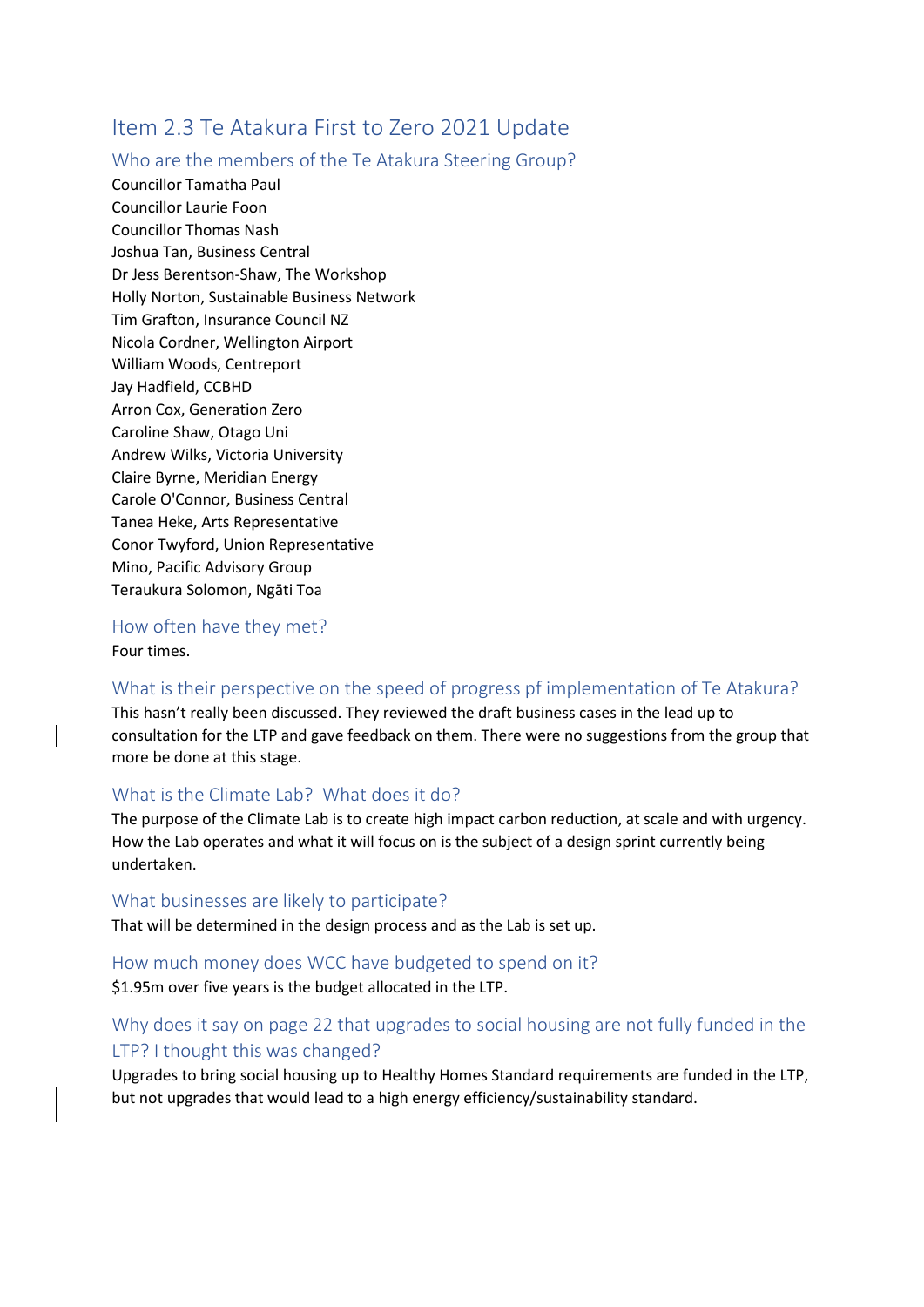## Item 2.3 Te Atakura First to Zero 2021 Update

### Who are the members of the Te Atakura Steering Group?

Councillor Tamatha Paul
Councillor Laurie Foon
Councillor Thomas Nash
Joshua Tan, Business Central
Dr Jess Berentson-Shaw, The Workshop
Holly Norton, Sustainable Business Network
Tim Grafton, Insurance Council NZ
Nicola Cordner, Wellington Airport
William Woods, Centreport
Jay Hadfield, CCBHD
Arron Cox, Generation Zero
Caroline Shaw, Otago Uni
Andrew Wilks, Victoria University
Claire Byrne, Meridian Energy
Carole O'Connor, Business Central
Tanea Heke, Arts Representative
Conor Twyford, Union Representative
Mino, Pacific Advisory Group
Teraukura Solomon, Ngāti Toa

### How often have they met?

Four times.

### What is their perspective on the speed of progress pf implementation of Te Atakura?

This hasn't really been discussed. They reviewed the draft business cases in the lead up to consultation for the LTP and gave feedback on them. There were no suggestions from the group that more be done at this stage.

### What is the Climate Lab? What does it do?

The purpose of the Climate Lab is to create high impact carbon reduction, at scale and with urgency. How the Lab operates and what it will focus on is the subject of a design sprint currently being undertaken.

### What businesses are likely to participate?

That will be determined in the design process and as the Lab is set up.

### How much money does WCC have budgeted to spend on it?

$1.95m over five years is the budget allocated in the LTP.

### Why does it say on page 22 that upgrades to social housing are not fully funded in the LTP? I thought this was changed?

Upgrades to bring social housing up to Healthy Homes Standard requirements are funded in the LTP, but not upgrades that would lead to a high energy efficiency/sustainability standard.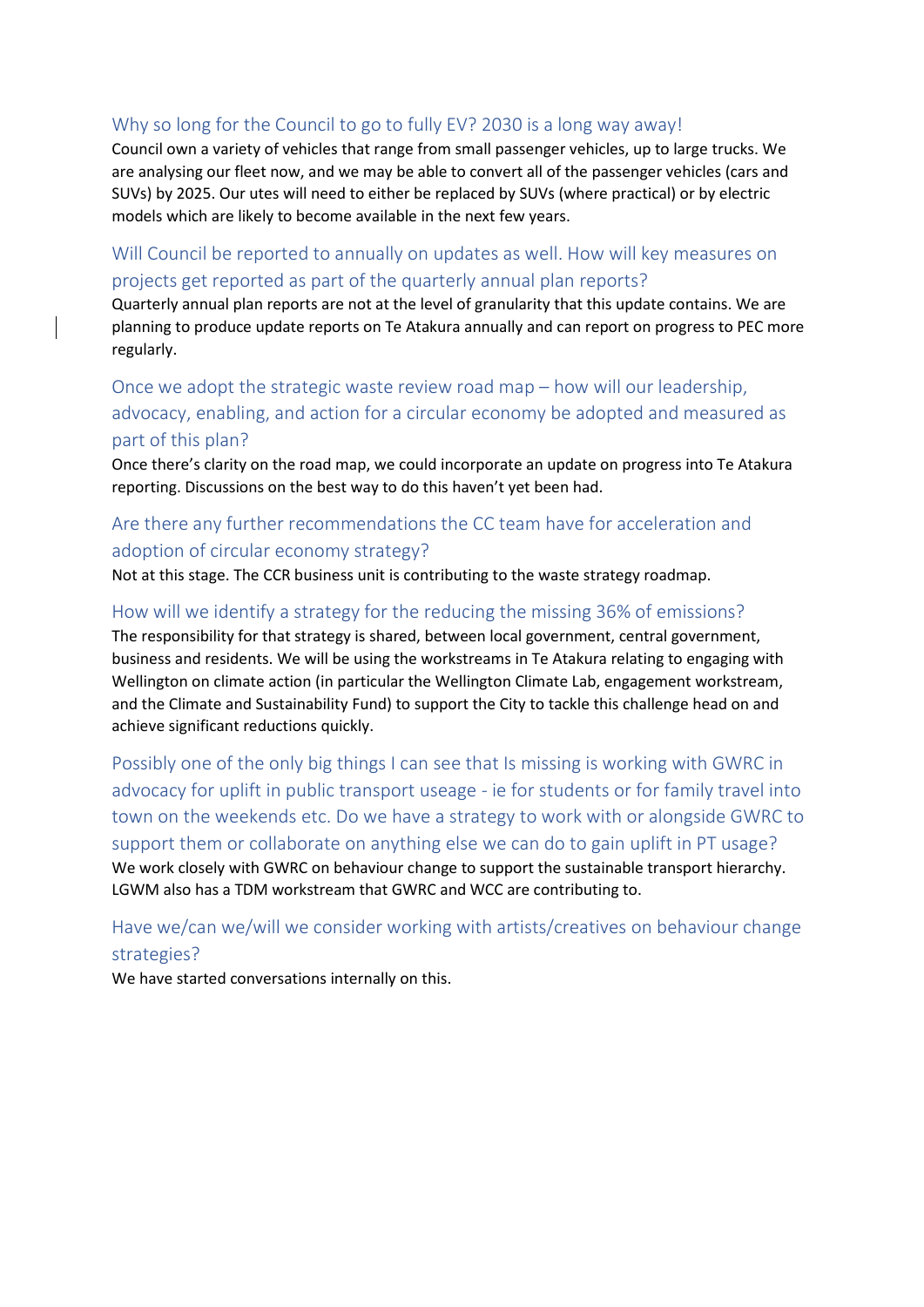## Why so long for the Council to go to fully EV? 2030 is a long way away!

Council own a variety of vehicles that range from small passenger vehicles, up to large trucks. We are analysing our fleet now, and we may be able to convert all of the passenger vehicles (cars and SUVs) by 2025. Our utes will need to either be replaced by SUVs (where practical) or by electric models which are likely to become available in the next few years.

## Will Council be reported to annually on updates as well. How will key measures on projects get reported as part of the quarterly annual plan reports?

Quarterly annual plan reports are not at the level of granularity that this update contains. We are planning to produce update reports on Te Atakura annually and can report on progress to PEC more regularly.

## Once we adopt the strategic waste review road map – how will our leadership, advocacy, enabling, and action for a circular economy be adopted and measured as part of this plan?

Once there's clarity on the road map, we could incorporate an update on progress into Te Atakura reporting. Discussions on the best way to do this haven't yet been had.

## Are there any further recommendations the CC team have for acceleration and adoption of circular economy strategy?

Not at this stage. The CCR business unit is contributing to the waste strategy roadmap.

## How will we identify a strategy for the reducing the missing 36% of emissions?

The responsibility for that strategy is shared, between local government, central government, business and residents. We will be using the workstreams in Te Atakura relating to engaging with Wellington on climate action (in particular the Wellington Climate Lab, engagement workstream, and the Climate and Sustainability Fund) to support the City to tackle this challenge head on and achieve significant reductions quickly.

## Possibly one of the only big things I can see that Is missing is working with GWRC in advocacy for uplift in public transport useage - ie for students or for family travel into town on the weekends etc. Do we have a strategy to work with or alongside GWRC to support them or collaborate on anything else we can do to gain uplift in PT usage?

We work closely with GWRC on behaviour change to support the sustainable transport hierarchy. LGWM also has a TDM workstream that GWRC and WCC are contributing to.

## Have we/can we/will we consider working with artists/creatives on behaviour change strategies?

We have started conversations internally on this.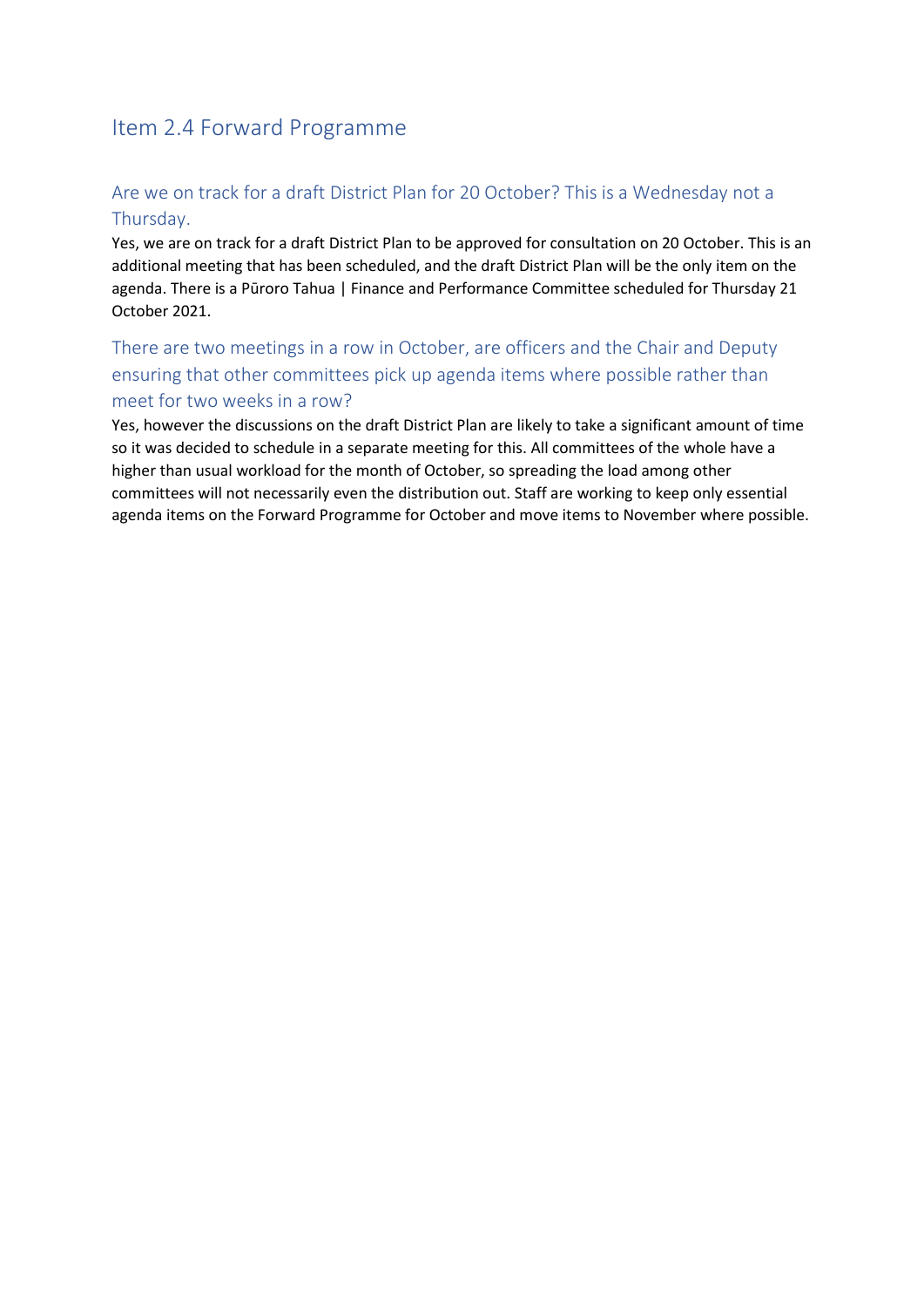## Item 2.4 Forward Programme

### Are we on track for a draft District Plan for 20 October? This is a Wednesday not a Thursday.

Yes, we are on track for a draft District Plan to be approved for consultation on 20 October. This is an additional meeting that has been scheduled, and the draft District Plan will be the only item on the agenda. There is a Pūroro Tahua | Finance and Performance Committee scheduled for Thursday 21 October 2021.

### There are two meetings in a row in October, are officers and the Chair and Deputy ensuring that other committees pick up agenda items where possible rather than meet for two weeks in a row?

Yes, however the discussions on the draft District Plan are likely to take a significant amount of time so it was decided to schedule in a separate meeting for this. All committees of the whole have a higher than usual workload for the month of October, so spreading the load among other committees will not necessarily even the distribution out. Staff are working to keep only essential agenda items on the Forward Programme for October and move items to November where possible.